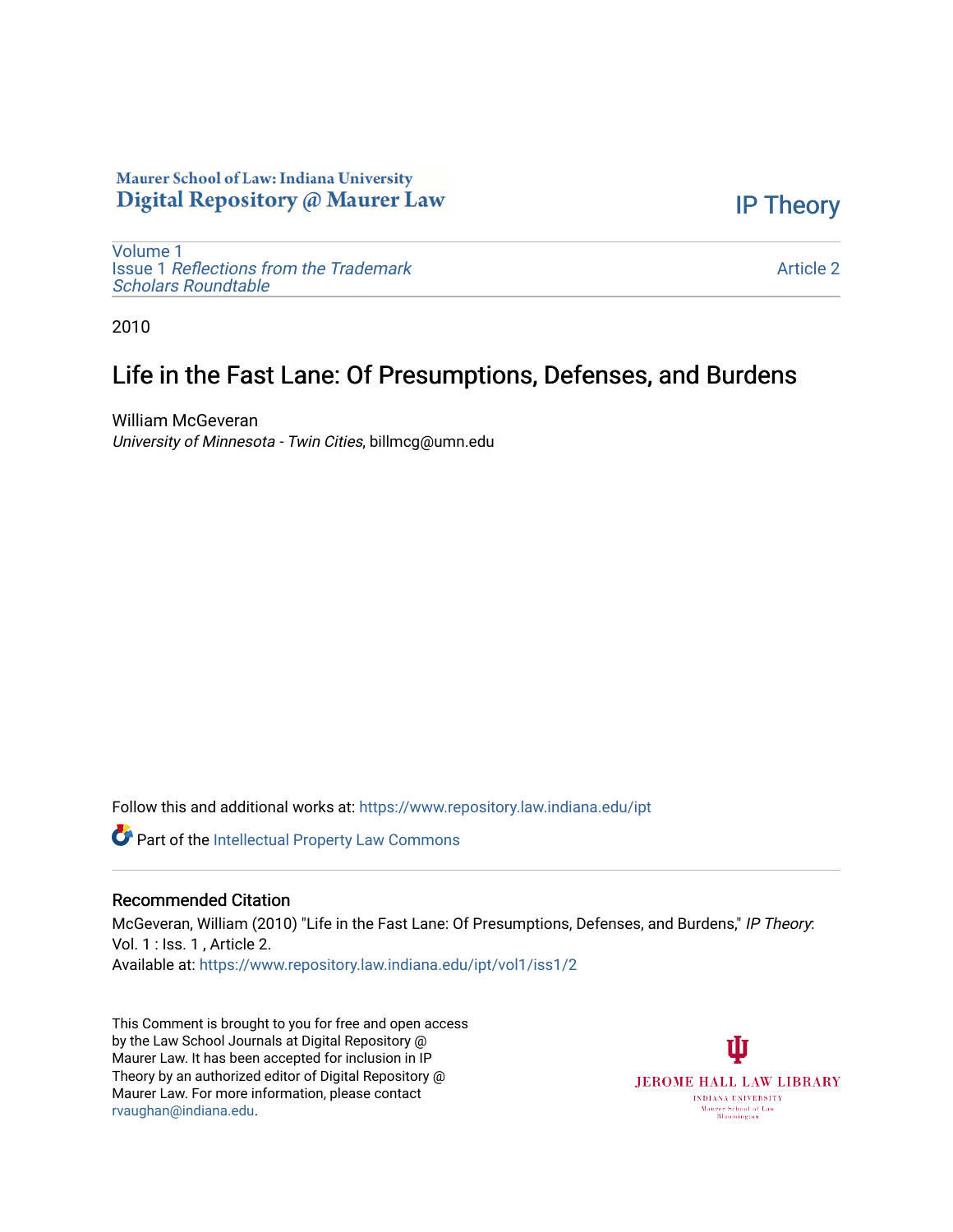Maurer School of Law: Indiana University
Digital Repository @ Maurer Law

IP Theory

Volume 1
Issue 1 *Reflections from the Trademark Scholars Roundtable*

Article 2

2010

# Life in the Fast Lane: Of Presumptions, Defenses, and Burdens

William McGeveran
*University of Minnesota - Twin Cities*, billmcg@umn.edu

Follow this and additional works at: https://www.repository.law.indiana.edu/ipt

Part of the Intellectual Property Law Commons

## Recommended Citation

McGeveran, William (2010) "Life in the Fast Lane: Of Presumptions, Defenses, and Burdens," *IP Theory*: Vol. 1 : Iss. 1 , Article 2.
Available at: https://www.repository.law.indiana.edu/ipt/vol1/iss1/2

This Comment is brought to you for free and open access by the Law School Journals at Digital Repository @ Maurer Law. It has been accepted for inclusion in IP Theory by an authorized editor of Digital Repository @ Maurer Law. For more information, please contact rvaughan@indiana.edu.

JEROME HALL LAW LIBRARY
INDIANA UNIVERSITY
Maurer School of Law
Bloomington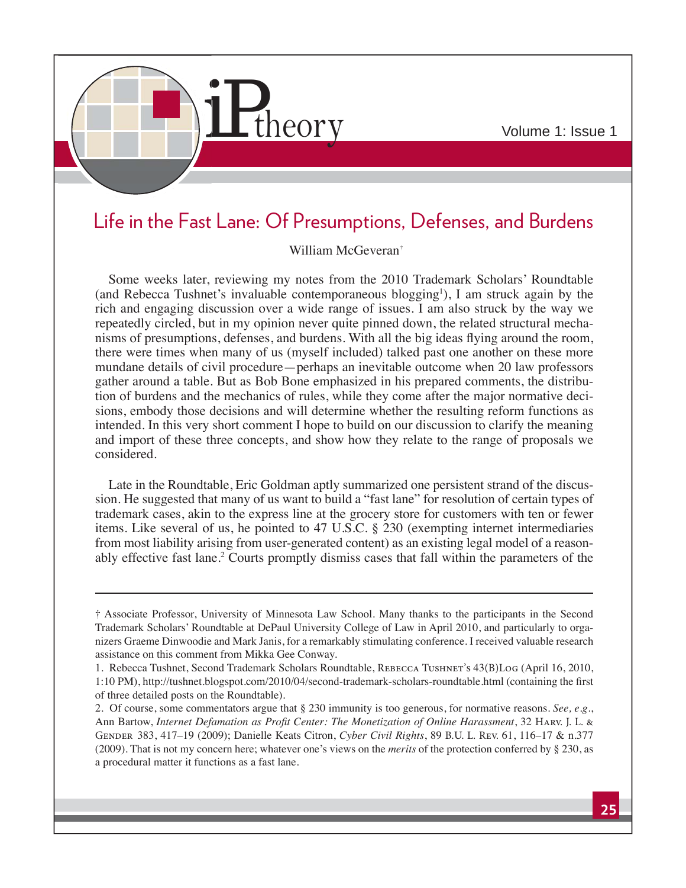# Life in the Fast Lane: Of Presumptions, Defenses, and Burdens

William McGeveran[†]

Some weeks later, reviewing my notes from the 2010 Trademark Scholars' Roundtable (and Rebecca Tushnet's invaluable contemporaneous blogging[1]), I am struck again by the rich and engaging discussion over a wide range of issues. I am also struck by the way we repeatedly circled, but in my opinion never quite pinned down, the related structural mechanisms of presumptions, defenses, and burdens. With all the big ideas flying around the room, there were times when many of us (myself included) talked past one another on these more mundane details of civil procedure—perhaps an inevitable outcome when 20 law professors gather around a table. But as Bob Bone emphasized in his prepared comments, the distribution of burdens and the mechanics of rules, while they come after the major normative decisions, embody those decisions and will determine whether the resulting reform functions as intended. In this very short comment I hope to build on our discussion to clarify the meaning and import of these three concepts, and show how they relate to the range of proposals we considered.

Late in the Roundtable, Eric Goldman aptly summarized one persistent strand of the discussion. He suggested that many of us want to build a "fast lane" for resolution of certain types of trademark cases, akin to the express line at the grocery store for customers with ten or fewer items. Like several of us, he pointed to 47 U.S.C. § 230 (exempting internet intermediaries from most liability arising from user-generated content) as an existing legal model of a reasonably effective fast lane.[2] Courts promptly dismiss cases that fall within the parameters of the

---

† Associate Professor, University of Minnesota Law School. Many thanks to the participants in the Second Trademark Scholars' Roundtable at DePaul University College of Law in April 2010, and particularly to organizers Graeme Dinwoodie and Mark Janis, for a remarkably stimulating conference. I received valuable research assistance on this comment from Mikka Gee Conway.

1. Rebecca Tushnet, Second Trademark Scholars Roundtable, Rebecca Tushnet's 43(B)Log (April 16, 2010, 1:10 PM), http://tushnet.blogspot.com/2010/04/second-trademark-scholars-roundtable.html (containing the first of three detailed posts on the Roundtable).

2. Of course, some commentators argue that § 230 immunity is too generous, for normative reasons. *See, e.g.*, Ann Bartow, *Internet Defamation as Profit Center: The Monetization of Online Harassment*, 32 Harv. J. L. & Gender 383, 417–19 (2009); Danielle Keats Citron, *Cyber Civil Rights*, 89 B.U. L. Rev. 61, 116–17 & n.377 (2009). That is not my concern here; whatever one's views on the *merits* of the protection conferred by § 230, as a procedural matter it functions as a fast lane.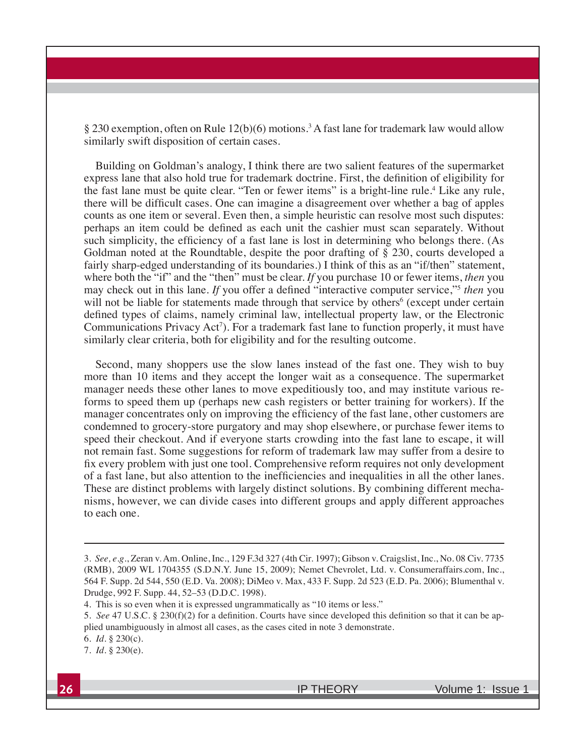§ 230 exemption, often on Rule 12(b)(6) motions.[3] A fast lane for trademark law would allow similarly swift disposition of certain cases.

Building on Goldman's analogy, I think there are two salient features of the supermarket express lane that also hold true for trademark doctrine. First, the definition of eligibility for the fast lane must be quite clear. "Ten or fewer items" is a bright-line rule.[4] Like any rule, there will be difficult cases. One can imagine a disagreement over whether a bag of apples counts as one item or several. Even then, a simple heuristic can resolve most such disputes: perhaps an item could be defined as each unit the cashier must scan separately. Without such simplicity, the efficiency of a fast lane is lost in determining who belongs there. (As Goldman noted at the Roundtable, despite the poor drafting of § 230, courts developed a fairly sharp-edged understanding of its boundaries.) I think of this as an "if/then" statement, where both the "if" and the "then" must be clear. *If* you purchase 10 or fewer items, *then* you may check out in this lane. *If* you offer a defined "interactive computer service,"[5] *then* you will not be liable for statements made through that service by others[6] (except under certain defined types of claims, namely criminal law, intellectual property law, or the Electronic Communications Privacy Act[7]). For a trademark fast lane to function properly, it must have similarly clear criteria, both for eligibility and for the resulting outcome.

Second, many shoppers use the slow lanes instead of the fast one. They wish to buy more than 10 items and they accept the longer wait as a consequence. The supermarket manager needs these other lanes to move expeditiously too, and may institute various reforms to speed them up (perhaps new cash registers or better training for workers). If the manager concentrates only on improving the efficiency of the fast lane, other customers are condemned to grocery-store purgatory and may shop elsewhere, or purchase fewer items to speed their checkout. And if everyone starts crowding into the fast lane to escape, it will not remain fast. Some suggestions for reform of trademark law may suffer from a desire to fix every problem with just one tool. Comprehensive reform requires not only development of a fast lane, but also attention to the inefficiencies and inequalities in all the other lanes. These are distinct problems with largely distinct solutions. By combining different mechanisms, however, we can divide cases into different groups and apply different approaches to each one.

---

3. *See, e.g.*, Zeran v. Am. Online, Inc., 129 F.3d 327 (4th Cir. 1997); Gibson v. Craigslist, Inc., No. 08 Civ. 7735 (RMB), 2009 WL 1704355 (S.D.N.Y. June 15, 2009); Nemet Chevrolet, Ltd. v. Consumeraffairs.com, Inc., 564 F. Supp. 2d 544, 550 (E.D. Va. 2008); DiMeo v. Max, 433 F. Supp. 2d 523 (E.D. Pa. 2006); Blumenthal v. Drudge, 992 F. Supp. 44, 52–53 (D.D.C. 1998).

4. This is so even when it is expressed ungrammatically as "10 items or less."

5. *See* 47 U.S.C. § 230(f)(2) for a definition. Courts have since developed this definition so that it can be applied unambiguously in almost all cases, as the cases cited in note 3 demonstrate.

6. *Id.* § 230(c).

7. *Id.* § 230(e).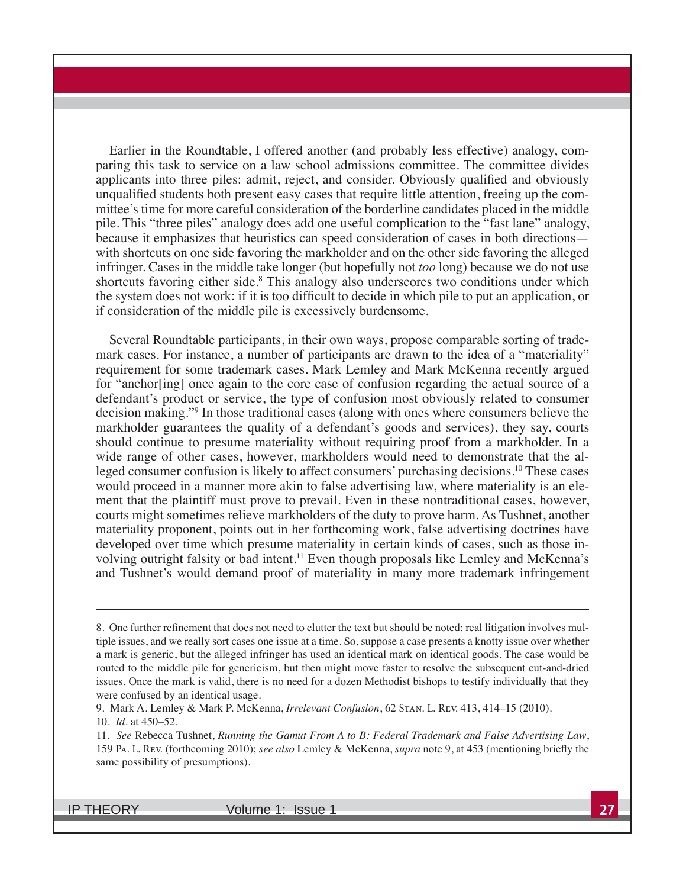Earlier in the Roundtable, I offered another (and probably less effective) analogy, comparing this task to service on a law school admissions committee. The committee divides applicants into three piles: admit, reject, and consider. Obviously qualified and obviously unqualified students both present easy cases that require little attention, freeing up the committee's time for more careful consideration of the borderline candidates placed in the middle pile. This "three piles" analogy does add one useful complication to the "fast lane" analogy, because it emphasizes that heuristics can speed consideration of cases in both directions—with shortcuts on one side favoring the markholder and on the other side favoring the alleged infringer. Cases in the middle take longer (but hopefully not *too* long) because we do not use shortcuts favoring either side.[8] This analogy also underscores two conditions under which the system does not work: if it is too difficult to decide in which pile to put an application, or if consideration of the middle pile is excessively burdensome.

Several Roundtable participants, in their own ways, propose comparable sorting of trademark cases. For instance, a number of participants are drawn to the idea of a "materiality" requirement for some trademark cases. Mark Lemley and Mark McKenna recently argued for "anchor[ing] once again to the core case of confusion regarding the actual source of a defendant's product or service, the type of confusion most obviously related to consumer decision making."[9] In those traditional cases (along with ones where consumers believe the markholder guarantees the quality of a defendant's goods and services), they say, courts should continue to presume materiality without requiring proof from a markholder. In a wide range of other cases, however, markholders would need to demonstrate that the alleged consumer confusion is likely to affect consumers' purchasing decisions.[10] These cases would proceed in a manner more akin to false advertising law, where materiality is an element that the plaintiff must prove to prevail. Even in these nontraditional cases, however, courts might sometimes relieve markholders of the duty to prove harm. As Tushnet, another materiality proponent, points out in her forthcoming work, false advertising doctrines have developed over time which presume materiality in certain kinds of cases, such as those involving outright falsity or bad intent.[11] Even though proposals like Lemley and McKenna's and Tushnet's would demand proof of materiality in many more trademark infringement

---

8. One further refinement that does not need to clutter the text but should be noted: real litigation involves multiple issues, and we really sort cases one issue at a time. So, suppose a case presents a knotty issue over whether a mark is generic, but the alleged infringer has used an identical mark on identical goods. The case would be routed to the middle pile for genericism, but then might move faster to resolve the subsequent cut-and-dried issues. Once the mark is valid, there is no need for a dozen Methodist bishops to testify individually that they were confused by an identical usage.

9. Mark A. Lemley & Mark P. McKenna, *Irrelevant Confusion*, 62 Stan. L. Rev. 413, 414–15 (2010).

10. *Id.* at 450–52.

11. *See* Rebecca Tushnet, *Running the Gamut From A to B: Federal Trademark and False Advertising Law*, 159 Pa. L. Rev. (forthcoming 2010); *see also* Lemley & McKenna, *supra* note 9, at 453 (mentioning briefly the same possibility of presumptions).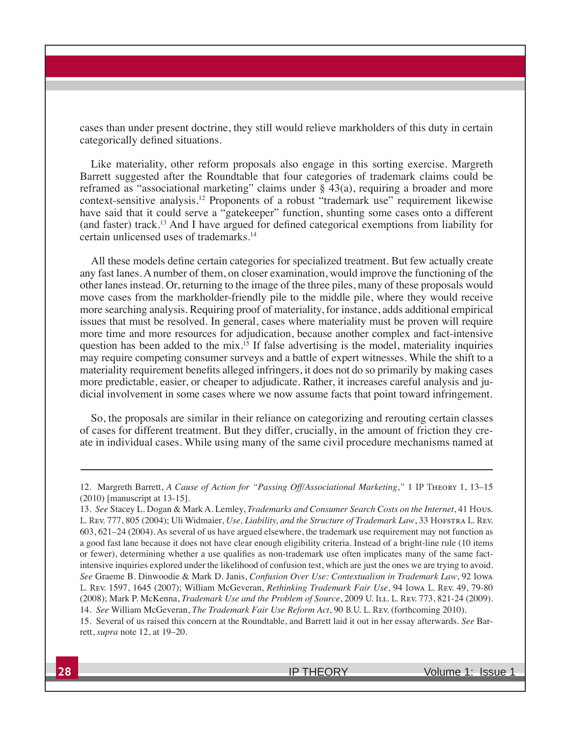cases than under present doctrine, they still would relieve markholders of this duty in certain categorically defined situations.

Like materiality, other reform proposals also engage in this sorting exercise. Margreth Barrett suggested after the Roundtable that four categories of trademark claims could be reframed as "associational marketing" claims under § 43(a), requiring a broader and more context-sensitive analysis.[12] Proponents of a robust "trademark use" requirement likewise have said that it could serve a "gatekeeper" function, shunting some cases onto a different (and faster) track.[13] And I have argued for defined categorical exemptions from liability for certain unlicensed uses of trademarks.[14]

All these models define certain categories for specialized treatment. But few actually create any fast lanes. A number of them, on closer examination, would improve the functioning of the other lanes instead. Or, returning to the image of the three piles, many of these proposals would move cases from the markholder-friendly pile to the middle pile, where they would receive more searching analysis. Requiring proof of materiality, for instance, adds additional empirical issues that must be resolved. In general, cases where materiality must be proven will require more time and more resources for adjudication, because another complex and fact-intensive question has been added to the mix.[15] If false advertising is the model, materiality inquiries may require competing consumer surveys and a battle of expert witnesses. While the shift to a materiality requirement benefits alleged infringers, it does not do so primarily by making cases more predictable, easier, or cheaper to adjudicate. Rather, it increases careful analysis and judicial involvement in some cases where we now assume facts that point toward infringement.

So, the proposals are similar in their reliance on categorizing and rerouting certain classes of cases for different treatment. But they differ, crucially, in the amount of friction they create in individual cases. While using many of the same civil procedure mechanisms named at

---

12. Margreth Barrett, *A Cause of Action for "Passing Off/Associational Marketing*," 1 IP Theory 1, 13–15 (2010) [manuscript at 13-15].

13. *See* Stacey L. Dogan & Mark A. Lemley, *Trademarks and Consumer Search Costs on the Internet*, 41 Hous. L. Rev. 777, 805 (2004); Uli Widmaier, *Use, Liability, and the Structure of Trademark Law*, 33 Hofstra L. Rev. 603, 621–24 (2004). As several of us have argued elsewhere, the trademark use requirement may not function as a good fast lane because it does not have clear enough eligibility criteria. Instead of a bright-line rule (10 items or fewer), determining whether a use qualifies as non-trademark use often implicates many of the same fact-intensive inquiries explored under the likelihood of confusion test, which are just the ones we are trying to avoid. *See* Graeme B. Dinwoodie & Mark D. Janis, *Confusion Over Use: Contextualism in Trademark Law*, 92 Iowa L. Rev. 1597, 1645 (2007); William McGeveran, *Rethinking Trademark Fair Use*, 94 Iowa L. Rev. 49, 79-80 (2008); Mark P. McKenna, *Trademark Use and the Problem of Source*, 2009 U. Ill. L. Rev. 773, 821-24 (2009).

14. *See* William McGeveran, *The Trademark Fair Use Reform Act*, 90 B.U. L. Rev. (forthcoming 2010).

15. Several of us raised this concern at the Roundtable, and Barrett laid it out in her essay afterwards. *See* Barrett, *supra* note 12, at 19–20.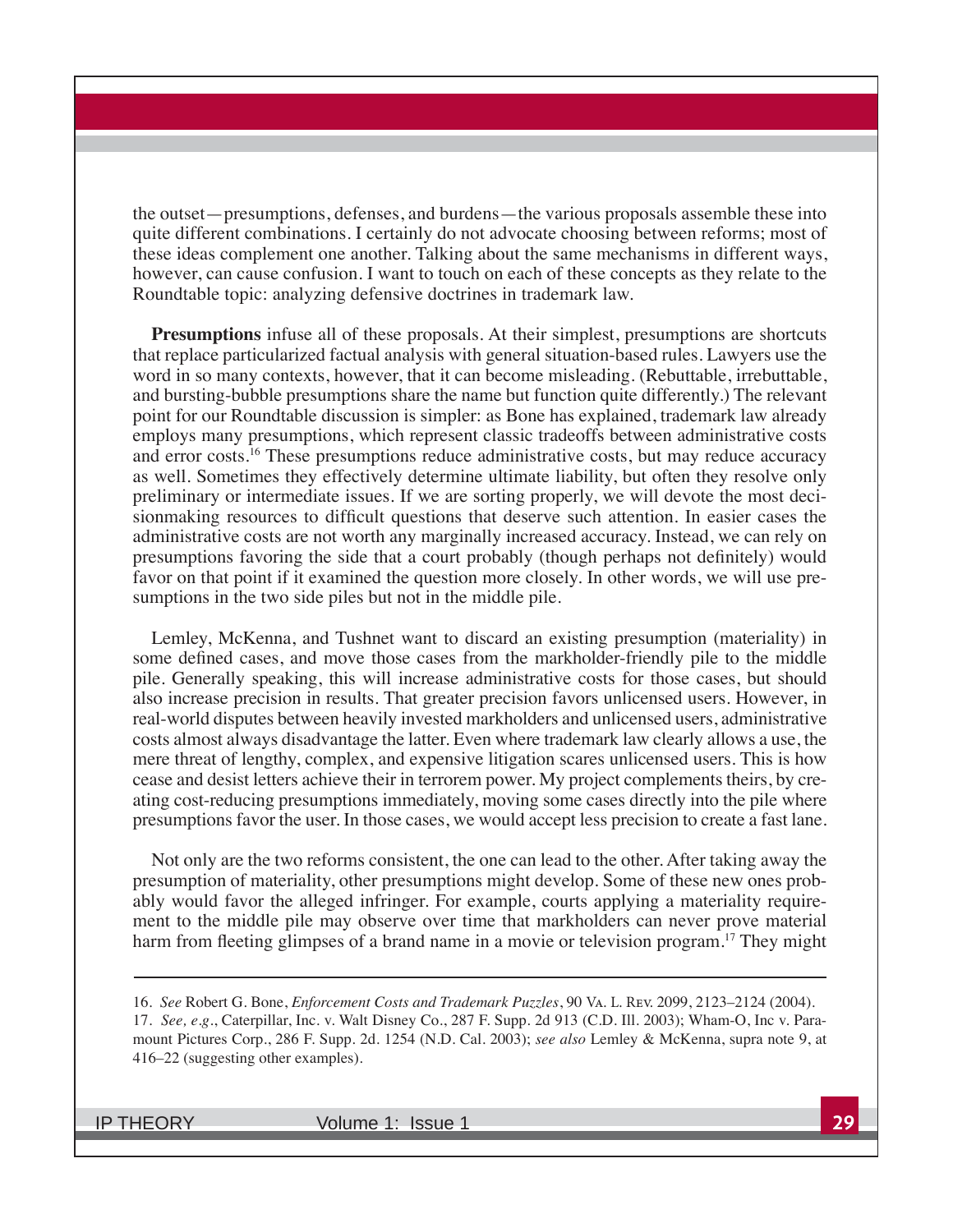the outset—presumptions, defenses, and burdens—the various proposals assemble these into quite different combinations. I certainly do not advocate choosing between reforms; most of these ideas complement one another. Talking about the same mechanisms in different ways, however, can cause confusion. I want to touch on each of these concepts as they relate to the Roundtable topic: analyzing defensive doctrines in trademark law.

**Presumptions** infuse all of these proposals. At their simplest, presumptions are shortcuts that replace particularized factual analysis with general situation-based rules. Lawyers use the word in so many contexts, however, that it can become misleading. (Rebuttable, irrebuttable, and bursting-bubble presumptions share the name but function quite differently.) The relevant point for our Roundtable discussion is simpler: as Bone has explained, trademark law already employs many presumptions, which represent classic tradeoffs between administrative costs and error costs.[16] These presumptions reduce administrative costs, but may reduce accuracy as well. Sometimes they effectively determine ultimate liability, but often they resolve only preliminary or intermediate issues. If we are sorting properly, we will devote the most decisionmaking resources to difficult questions that deserve such attention. In easier cases the administrative costs are not worth any marginally increased accuracy. Instead, we can rely on presumptions favoring the side that a court probably (though perhaps not definitely) would favor on that point if it examined the question more closely. In other words, we will use presumptions in the two side piles but not in the middle pile.

Lemley, McKenna, and Tushnet want to discard an existing presumption (materiality) in some defined cases, and move those cases from the markholder-friendly pile to the middle pile. Generally speaking, this will increase administrative costs for those cases, but should also increase precision in results. That greater precision favors unlicensed users. However, in real-world disputes between heavily invested markholders and unlicensed users, administrative costs almost always disadvantage the latter. Even where trademark law clearly allows a use, the mere threat of lengthy, complex, and expensive litigation scares unlicensed users. This is how cease and desist letters achieve their in terrorem power. My project complements theirs, by creating cost-reducing presumptions immediately, moving some cases directly into the pile where presumptions favor the user. In those cases, we would accept less precision to create a fast lane.

Not only are the two reforms consistent, the one can lead to the other. After taking away the presumption of materiality, other presumptions might develop. Some of these new ones probably would favor the alleged infringer. For example, courts applying a materiality requirement to the middle pile may observe over time that markholders can never prove material harm from fleeting glimpses of a brand name in a movie or television program.[17] They might

---

16. *See* Robert G. Bone, *Enforcement Costs and Trademark Puzzles*, 90 Va. L. Rev. 2099, 2123–2124 (2004).

17. *See, e.g.*, Caterpillar, Inc. v. Walt Disney Co., 287 F. Supp. 2d 913 (C.D. Ill. 2003); Wham-O, Inc v. Paramount Pictures Corp., 286 F. Supp. 2d. 1254 (N.D. Cal. 2003); *see also* Lemley & McKenna, supra note 9, at 416–22 (suggesting other examples).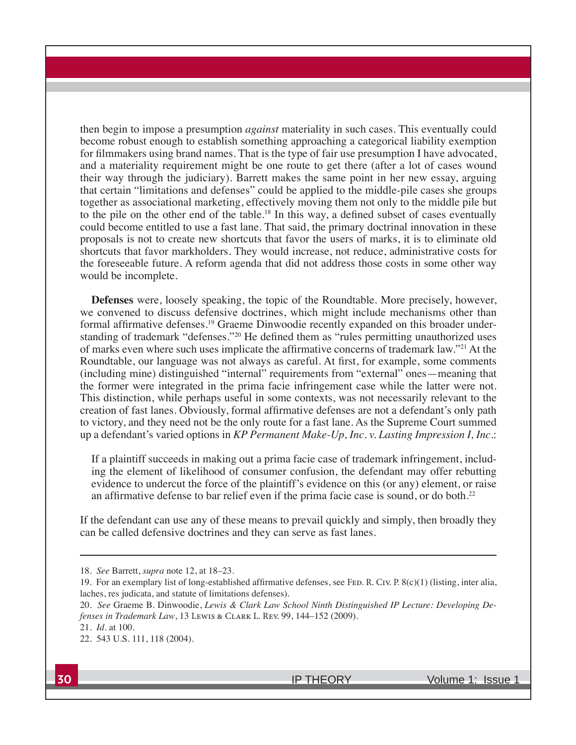then begin to impose a presumption *against* materiality in such cases. This eventually could become robust enough to establish something approaching a categorical liability exemption for filmmakers using brand names. That is the type of fair use presumption I have advocated, and a materiality requirement might be one route to get there (after a lot of cases wound their way through the judiciary). Barrett makes the same point in her new essay, arguing that certain "limitations and defenses" could be applied to the middle-pile cases she groups together as associational marketing, effectively moving them not only to the middle pile but to the pile on the other end of the table.[18] In this way, a defined subset of cases eventually could become entitled to use a fast lane. That said, the primary doctrinal innovation in these proposals is not to create new shortcuts that favor the users of marks, it is to eliminate old shortcuts that favor markholders. They would increase, not reduce, administrative costs for the foreseeable future. A reform agenda that did not address those costs in some other way would be incomplete.

**Defenses** were, loosely speaking, the topic of the Roundtable. More precisely, however, we convened to discuss defensive doctrines, which might include mechanisms other than formal affirmative defenses.[19] Graeme Dinwoodie recently expanded on this broader understanding of trademark "defenses."[20] He defined them as "rules permitting unauthorized uses of marks even where such uses implicate the affirmative concerns of trademark law."[21] At the Roundtable, our language was not always as careful. At first, for example, some comments (including mine) distinguished "internal" requirements from "external" ones—meaning that the former were integrated in the prima facie infringement case while the latter were not. This distinction, while perhaps useful in some contexts, was not necessarily relevant to the creation of fast lanes. Obviously, formal affirmative defenses are not a defendant's only path to victory, and they need not be the only route for a fast lane. As the Supreme Court summed up a defendant's varied options in *KP Permanent Make-Up, Inc. v. Lasting Impression I, Inc.*:

> If a plaintiff succeeds in making out a prima facie case of trademark infringement, including the element of likelihood of consumer confusion, the defendant may offer rebutting evidence to undercut the force of the plaintiff's evidence on this (or any) element, or raise an affirmative defense to bar relief even if the prima facie case is sound, or do both.[22]

If the defendant can use any of these means to prevail quickly and simply, then broadly they can be called defensive doctrines and they can serve as fast lanes.

---

18. *See* Barrett, *supra* note 12, at 18–23.

19. For an exemplary list of long-established affirmative defenses, see Fed. R. Civ. P. 8(c)(1) (listing, inter alia, laches, res judicata, and statute of limitations defenses).

20. *See* Graeme B. Dinwoodie, *Lewis & Clark Law School Ninth Distinguished IP Lecture: Developing Defenses in Trademark Law*, 13 Lewis & Clark L. Rev. 99, 144–152 (2009).

21. *Id.* at 100.

22. 543 U.S. 111, 118 (2004).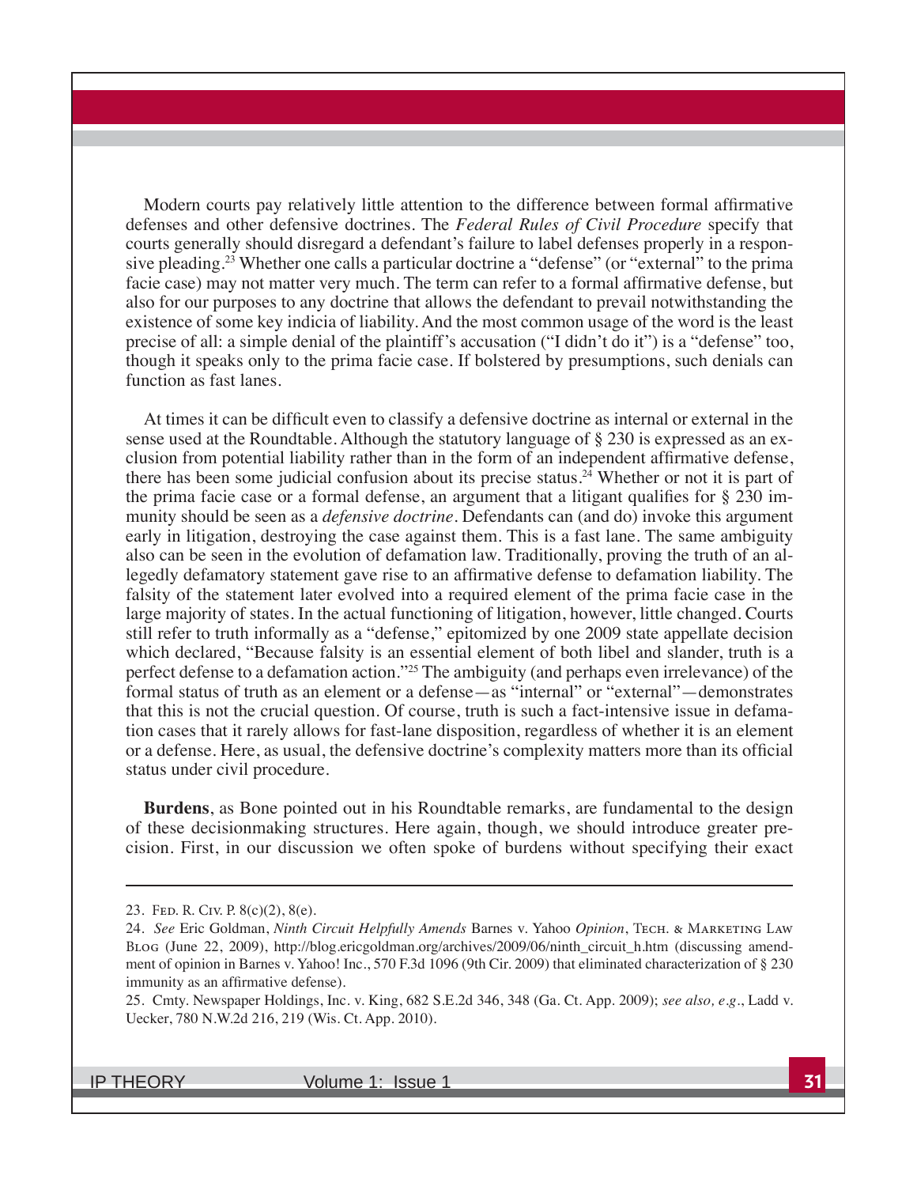Modern courts pay relatively little attention to the difference between formal affirmative defenses and other defensive doctrines. The *Federal Rules of Civil Procedure* specify that courts generally should disregard a defendant's failure to label defenses properly in a responsive pleading.[23] Whether one calls a particular doctrine a "defense" (or "external" to the prima facie case) may not matter very much. The term can refer to a formal affirmative defense, but also for our purposes to any doctrine that allows the defendant to prevail notwithstanding the existence of some key indicia of liability. And the most common usage of the word is the least precise of all: a simple denial of the plaintiff's accusation ("I didn't do it") is a "defense" too, though it speaks only to the prima facie case. If bolstered by presumptions, such denials can function as fast lanes.

At times it can be difficult even to classify a defensive doctrine as internal or external in the sense used at the Roundtable. Although the statutory language of § 230 is expressed as an exclusion from potential liability rather than in the form of an independent affirmative defense, there has been some judicial confusion about its precise status.[24] Whether or not it is part of the prima facie case or a formal defense, an argument that a litigant qualifies for § 230 immunity should be seen as a *defensive doctrine*. Defendants can (and do) invoke this argument early in litigation, destroying the case against them. This is a fast lane. The same ambiguity also can be seen in the evolution of defamation law. Traditionally, proving the truth of an allegedly defamatory statement gave rise to an affirmative defense to defamation liability. The falsity of the statement later evolved into a required element of the prima facie case in the large majority of states. In the actual functioning of litigation, however, little changed. Courts still refer to truth informally as a "defense," epitomized by one 2009 state appellate decision which declared, "Because falsity is an essential element of both libel and slander, truth is a perfect defense to a defamation action."[25] The ambiguity (and perhaps even irrelevance) of the formal status of truth as an element or a defense—as "internal" or "external"—demonstrates that this is not the crucial question. Of course, truth is such a fact-intensive issue in defamation cases that it rarely allows for fast-lane disposition, regardless of whether it is an element or a defense. Here, as usual, the defensive doctrine's complexity matters more than its official status under civil procedure.

**Burdens**, as Bone pointed out in his Roundtable remarks, are fundamental to the design of these decisionmaking structures. Here again, though, we should introduce greater precision. First, in our discussion we often spoke of burdens without specifying their exact

---

23. Fed. R. Civ. P. 8(c)(2), 8(e).

24. *See* Eric Goldman, *Ninth Circuit Helpfully Amends* Barnes v. Yahoo *Opinion*, Tech. & Marketing Law Blog (June 22, 2009), http://blog.ericgoldman.org/archives/2009/06/ninth_circuit_h.htm (discussing amendment of opinion in Barnes v. Yahoo! Inc., 570 F.3d 1096 (9th Cir. 2009) that eliminated characterization of § 230 immunity as an affirmative defense).

25. Cmty. Newspaper Holdings, Inc. v. King, 682 S.E.2d 346, 348 (Ga. Ct. App. 2009); *see also, e.g.*, Ladd v. Uecker, 780 N.W.2d 216, 219 (Wis. Ct. App. 2010).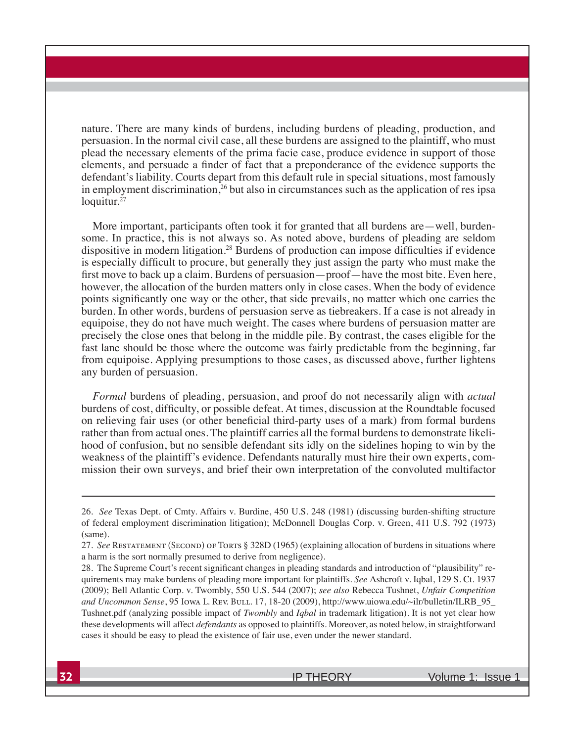nature. There are many kinds of burdens, including burdens of pleading, production, and persuasion. In the normal civil case, all these burdens are assigned to the plaintiff, who must plead the necessary elements of the prima facie case, produce evidence in support of those elements, and persuade a finder of fact that a preponderance of the evidence supports the defendant's liability. Courts depart from this default rule in special situations, most famously in employment discrimination,[26] but also in circumstances such as the application of res ipsa loquitur.[27]

More important, participants often took it for granted that all burdens are—well, burdensome. In practice, this is not always so. As noted above, burdens of pleading are seldom dispositive in modern litigation.[28] Burdens of production can impose difficulties if evidence is especially difficult to procure, but generally they just assign the party who must make the first move to back up a claim. Burdens of persuasion—proof—have the most bite. Even here, however, the allocation of the burden matters only in close cases. When the body of evidence points significantly one way or the other, that side prevails, no matter which one carries the burden. In other words, burdens of persuasion serve as tiebreakers. If a case is not already in equipoise, they do not have much weight. The cases where burdens of persuasion matter are precisely the close ones that belong in the middle pile. By contrast, the cases eligible for the fast lane should be those where the outcome was fairly predictable from the beginning, far from equipoise. Applying presumptions to those cases, as discussed above, further lightens any burden of persuasion.

*Formal* burdens of pleading, persuasion, and proof do not necessarily align with *actual* burdens of cost, difficulty, or possible defeat. At times, discussion at the Roundtable focused on relieving fair uses (or other beneficial third-party uses of a mark) from formal burdens rather than from actual ones. The plaintiff carries all the formal burdens to demonstrate likelihood of confusion, but no sensible defendant sits idly on the sidelines hoping to win by the weakness of the plaintiff's evidence. Defendants naturally must hire their own experts, commission their own surveys, and brief their own interpretation of the convoluted multifactor

---

26. *See* Texas Dept. of Cmty. Affairs v. Burdine, 450 U.S. 248 (1981) (discussing burden-shifting structure of federal employment discrimination litigation); McDonnell Douglas Corp. v. Green, 411 U.S. 792 (1973) (same).

27. *See* Restatement (Second) of Torts § 328D (1965) (explaining allocation of burdens in situations where a harm is the sort normally presumed to derive from negligence).

28. The Supreme Court's recent significant changes in pleading standards and introduction of "plausibility" requirements may make burdens of pleading more important for plaintiffs. *See* Ashcroft v. Iqbal, 129 S. Ct. 1937 (2009); Bell Atlantic Corp. v. Twombly, 550 U.S. 544 (2007); *see also* Rebecca Tushnet, *Unfair Competition and Uncommon Sense*, 95 Iowa L. Rev. Bull. 17, 18-20 (2009), http://www.uiowa.edu/~ilr/bulletin/ILRB_95_Tushnet.pdf (analyzing possible impact of *Twombly* and *Iqbal* in trademark litigation). It is not yet clear how these developments will affect *defendants* as opposed to plaintiffs. Moreover, as noted below, in straightforward cases it should be easy to plead the existence of fair use, even under the newer standard.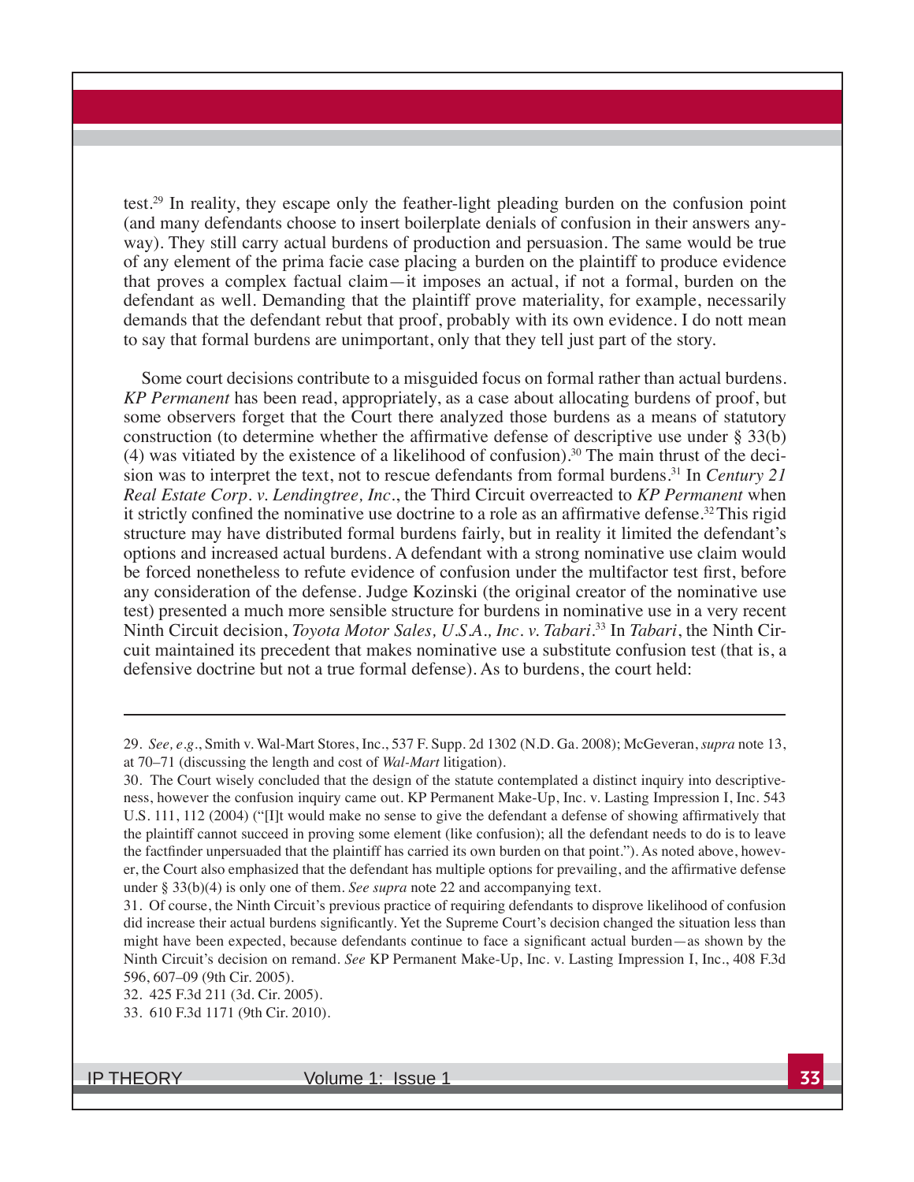test.[29] In reality, they escape only the feather-light pleading burden on the confusion point (and many defendants choose to insert boilerplate denials of confusion in their answers anyway). They still carry actual burdens of production and persuasion. The same would be true of any element of the prima facie case placing a burden on the plaintiff to produce evidence that proves a complex factual claim—it imposes an actual, if not a formal, burden on the defendant as well. Demanding that the plaintiff prove materiality, for example, necessarily demands that the defendant rebut that proof, probably with its own evidence. I do nott mean to say that formal burdens are unimportant, only that they tell just part of the story.

Some court decisions contribute to a misguided focus on formal rather than actual burdens. *KP Permanent* has been read, appropriately, as a case about allocating burdens of proof, but some observers forget that the Court there analyzed those burdens as a means of statutory construction (to determine whether the affirmative defense of descriptive use under § 33(b)(4) was vitiated by the existence of a likelihood of confusion).[30] The main thrust of the decision was to interpret the text, not to rescue defendants from formal burdens.[31] In *Century 21 Real Estate Corp. v. Lendingtree, Inc.*, the Third Circuit overreacted to *KP Permanent* when it strictly confined the nominative use doctrine to a role as an affirmative defense.[32] This rigid structure may have distributed formal burdens fairly, but in reality it limited the defendant's options and increased actual burdens. A defendant with a strong nominative use claim would be forced nonetheless to refute evidence of confusion under the multifactor test first, before any consideration of the defense. Judge Kozinski (the original creator of the nominative use test) presented a much more sensible structure for burdens in nominative use in a very recent Ninth Circuit decision, *Toyota Motor Sales, U.S.A., Inc. v. Tabari*.[33] In *Tabari*, the Ninth Circuit maintained its precedent that makes nominative use a substitute confusion test (that is, a defensive doctrine but not a true formal defense). As to burdens, the court held:

---

29. *See, e.g.*, Smith v. Wal-Mart Stores, Inc., 537 F. Supp. 2d 1302 (N.D. Ga. 2008); McGeveran, *supra* note 13, at 70–71 (discussing the length and cost of *Wal-Mart* litigation).

30. The Court wisely concluded that the design of the statute contemplated a distinct inquiry into descriptiveness, however the confusion inquiry came out. KP Permanent Make-Up, Inc. v. Lasting Impression I, Inc. 543 U.S. 111, 112 (2004) ("[I]t would make no sense to give the defendant a defense of showing affirmatively that the plaintiff cannot succeed in proving some element (like confusion); all the defendant needs to do is to leave the factfinder unpersuaded that the plaintiff has carried its own burden on that point."). As noted above, however, the Court also emphasized that the defendant has multiple options for prevailing, and the affirmative defense under § 33(b)(4) is only one of them. *See supra* note 22 and accompanying text.

31. Of course, the Ninth Circuit's previous practice of requiring defendants to disprove likelihood of confusion did increase their actual burdens significantly. Yet the Supreme Court's decision changed the situation less than might have been expected, because defendants continue to face a significant actual burden—as shown by the Ninth Circuit's decision on remand. *See* KP Permanent Make-Up, Inc. v. Lasting Impression I, Inc., 408 F.3d 596, 607–09 (9th Cir. 2005).

32. 425 F.3d 211 (3d. Cir. 2005).

33. 610 F.3d 1171 (9th Cir. 2010).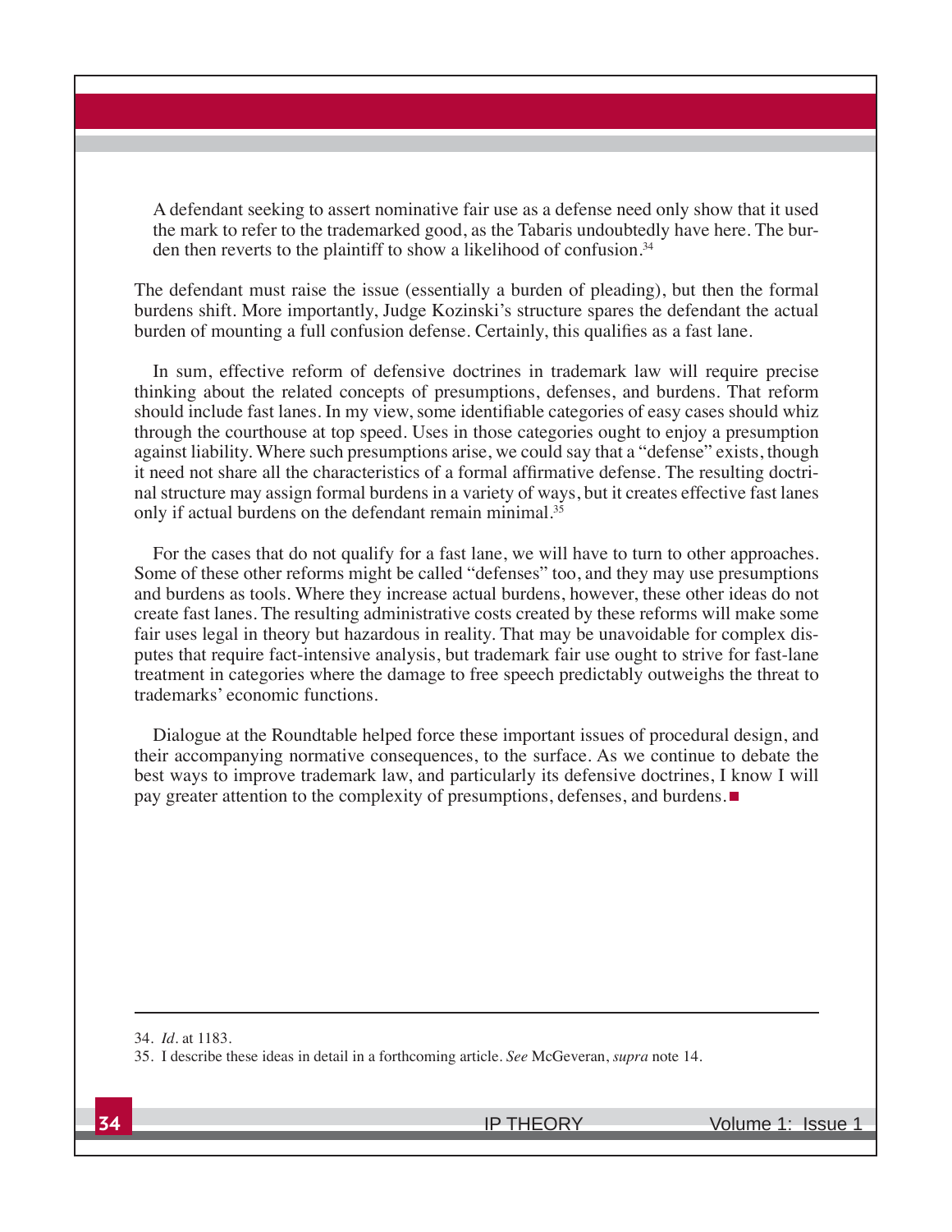> A defendant seeking to assert nominative fair use as a defense need only show that it used the mark to refer to the trademarked good, as the Tabaris undoubtedly have here. The burden then reverts to the plaintiff to show a likelihood of confusion.[34]

The defendant must raise the issue (essentially a burden of pleading), but then the formal burdens shift. More importantly, Judge Kozinski's structure spares the defendant the actual burden of mounting a full confusion defense. Certainly, this qualifies as a fast lane.

In sum, effective reform of defensive doctrines in trademark law will require precise thinking about the related concepts of presumptions, defenses, and burdens. That reform should include fast lanes. In my view, some identifiable categories of easy cases should whiz through the courthouse at top speed. Uses in those categories ought to enjoy a presumption against liability. Where such presumptions arise, we could say that a "defense" exists, though it need not share all the characteristics of a formal affirmative defense. The resulting doctrinal structure may assign formal burdens in a variety of ways, but it creates effective fast lanes only if actual burdens on the defendant remain minimal.[35]

For the cases that do not qualify for a fast lane, we will have to turn to other approaches. Some of these other reforms might be called "defenses" too, and they may use presumptions and burdens as tools. Where they increase actual burdens, however, these other ideas do not create fast lanes. The resulting administrative costs created by these reforms will make some fair uses legal in theory but hazardous in reality. That may be unavoidable for complex disputes that require fact-intensive analysis, but trademark fair use ought to strive for fast-lane treatment in categories where the damage to free speech predictably outweighs the threat to trademarks' economic functions.

Dialogue at the Roundtable helped force these important issues of procedural design, and their accompanying normative consequences, to the surface. As we continue to debate the best ways to improve trademark law, and particularly its defensive doctrines, I know I will pay greater attention to the complexity of presumptions, defenses, and burdens. ■

---

34. *Id.* at 1183.

35. I describe these ideas in detail in a forthcoming article. *See* McGeveran, *supra* note 14.